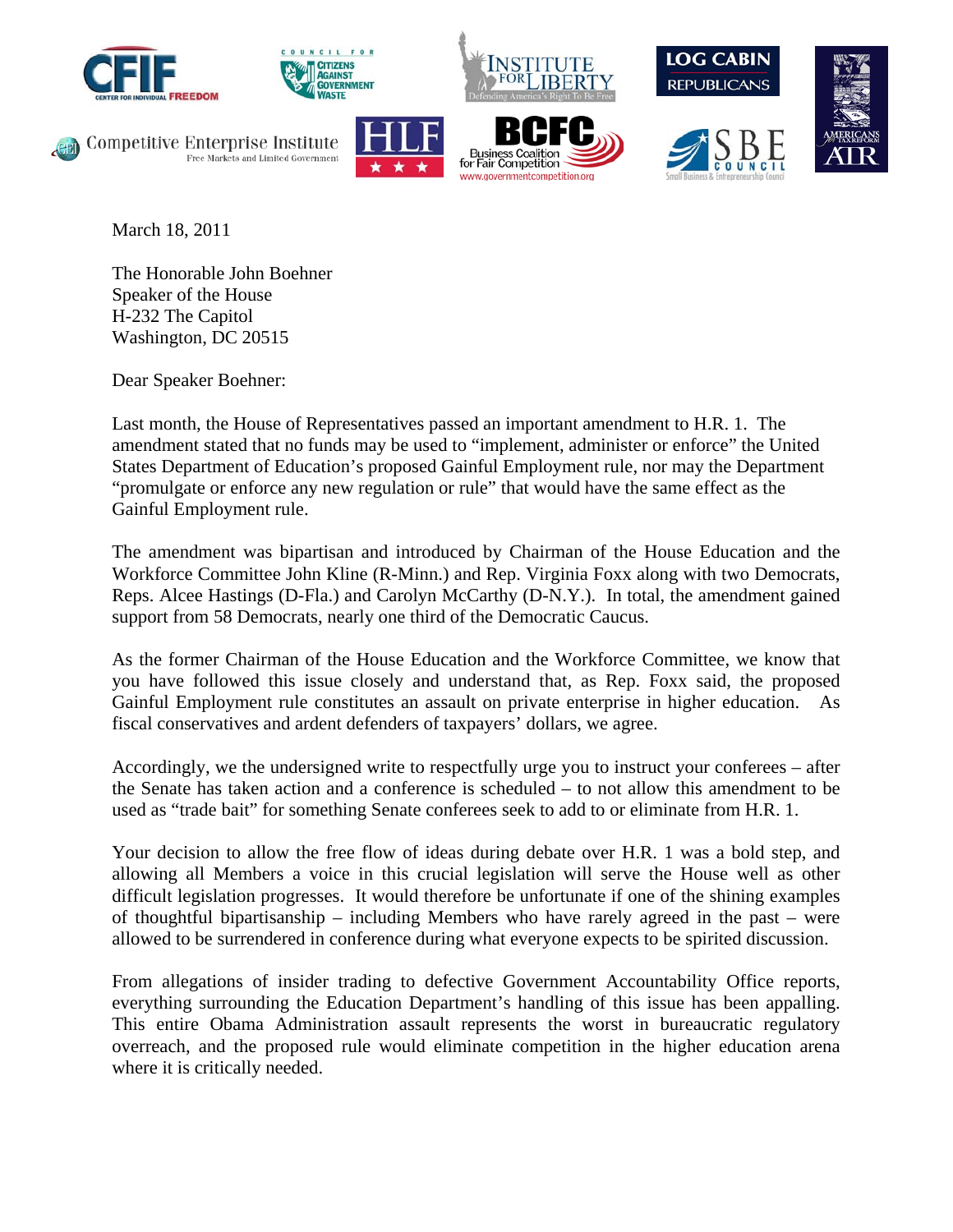March 18, 2011

The Honorable John Boehner
Speaker of the House
H-232 The Capitol
Washington, DC 20515

Dear Speaker Boehner:

Last month, the House of Representatives passed an important amendment to H.R. 1. The amendment stated that no funds may be used to "implement, administer or enforce" the United States Department of Education's proposed Gainful Employment rule, nor may the Department "promulgate or enforce any new regulation or rule" that would have the same effect as the Gainful Employment rule.

The amendment was bipartisan and introduced by Chairman of the House Education and the Workforce Committee John Kline (R-Minn.) and Rep. Virginia Foxx along with two Democrats, Reps. Alcee Hastings (D-Fla.) and Carolyn McCarthy (D-N.Y.). In total, the amendment gained support from 58 Democrats, nearly one third of the Democratic Caucus.

As the former Chairman of the House Education and the Workforce Committee, we know that you have followed this issue closely and understand that, as Rep. Foxx said, the proposed Gainful Employment rule constitutes an assault on private enterprise in higher education. As fiscal conservatives and ardent defenders of taxpayers' dollars, we agree.

Accordingly, we the undersigned write to respectfully urge you to instruct your conferees – after the Senate has taken action and a conference is scheduled – to not allow this amendment to be used as "trade bait" for something Senate conferees seek to add to or eliminate from H.R. 1.

Your decision to allow the free flow of ideas during debate over H.R. 1 was a bold step, and allowing all Members a voice in this crucial legislation will serve the House well as other difficult legislation progresses. It would therefore be unfortunate if one of the shining examples of thoughtful bipartisanship – including Members who have rarely agreed in the past – were allowed to be surrendered in conference during what everyone expects to be spirited discussion.

From allegations of insider trading to defective Government Accountability Office reports, everything surrounding the Education Department's handling of this issue has been appalling. This entire Obama Administration assault represents the worst in bureaucratic regulatory overreach, and the proposed rule would eliminate competition in the higher education arena where it is critically needed.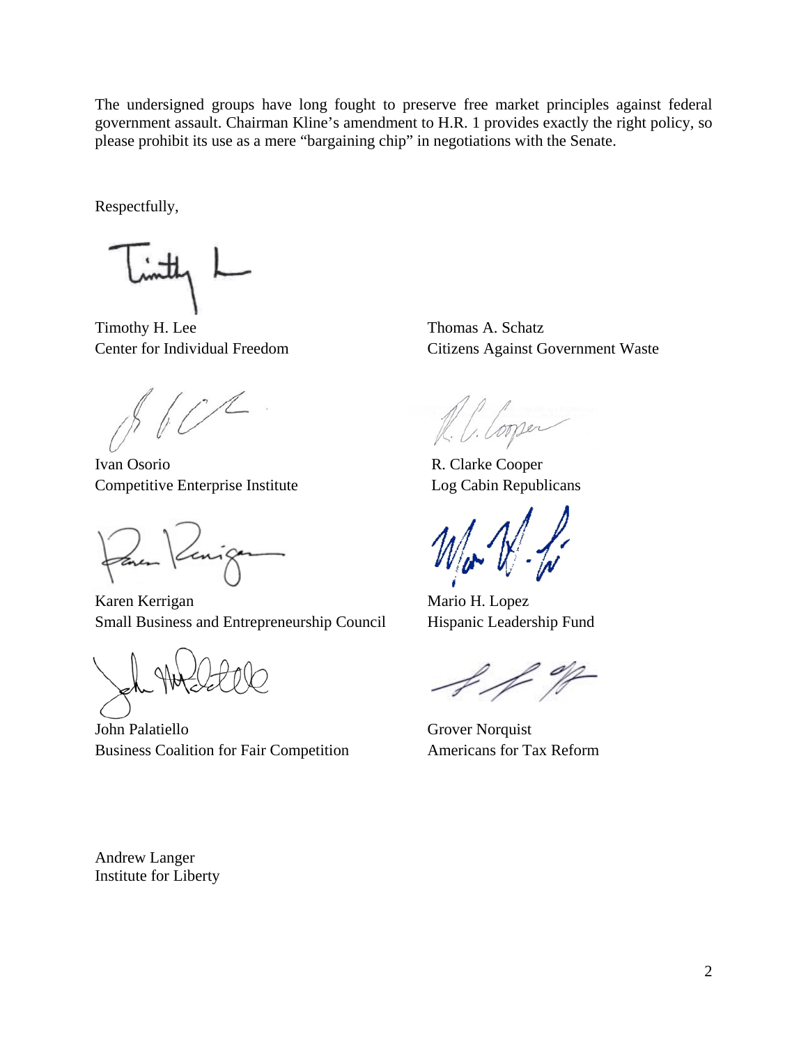The undersigned groups have long fought to preserve free market principles against federal government assault. Chairman Kline's amendment to H.R. 1 provides exactly the right policy, so please prohibit its use as a mere "bargaining chip" in negotiations with the Senate.

Respectfully,

Timothy H. Lee
Center for Individual Freedom

Thomas A. Schatz
Citizens Against Government Waste

Ivan Osorio
Competitive Enterprise Institute

R. Clarke Cooper
Log Cabin Republicans

Karen Kerrigan
Small Business and Entrepreneurship Council

Mario H. Lopez
Hispanic Leadership Fund

John Palatiello
Business Coalition for Fair Competition

Grover Norquist
Americans for Tax Reform

Andrew Langer
Institute for Liberty